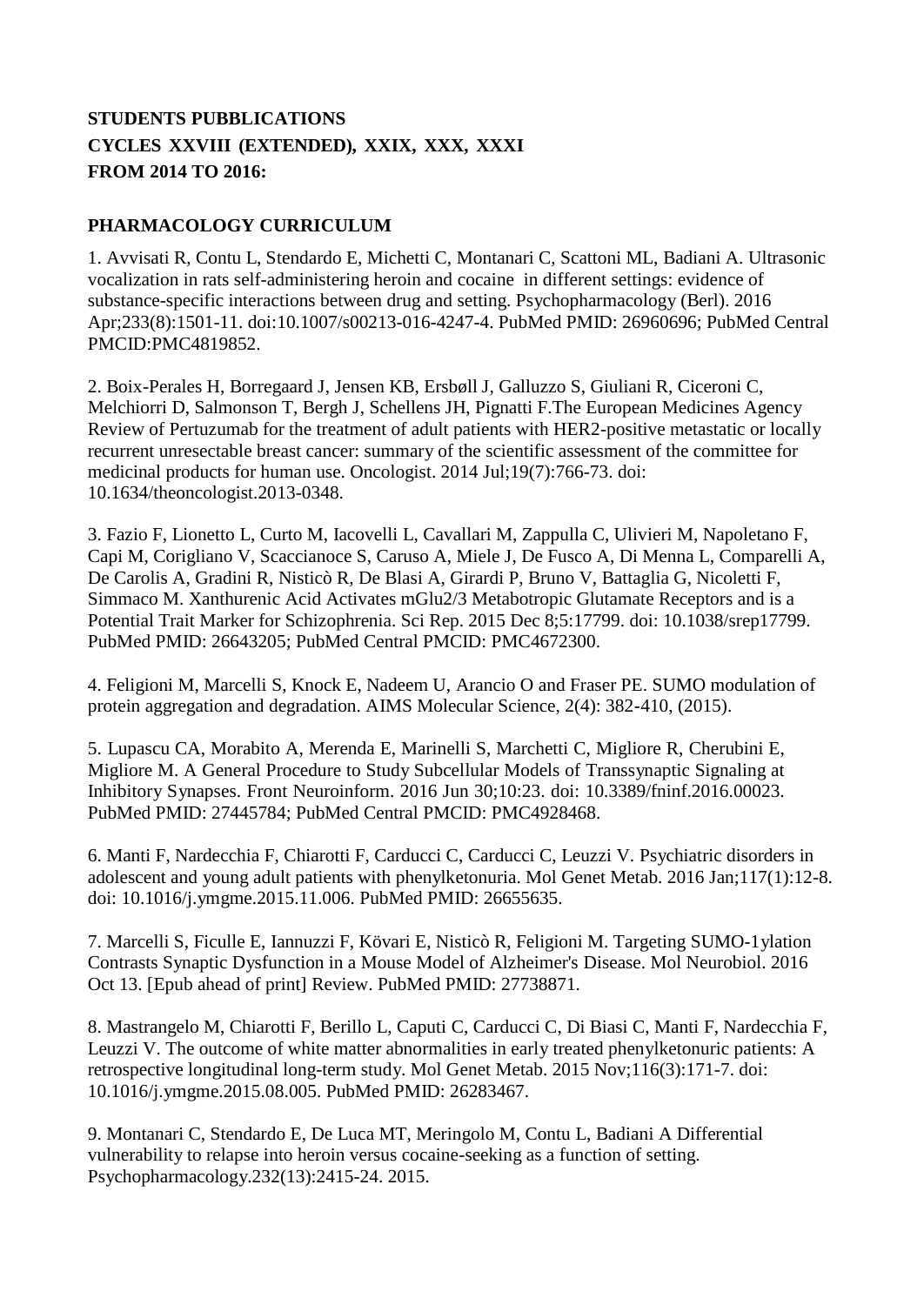**STUDENTS PUBBLICATIONS**
**CYCLES XXVIII (EXTENDED), XXIX, XXX, XXXI**
**FROM 2014 TO 2016:**

**PHARMACOLOGY CURRICULUM**

1. Avvisati R, Contu L, Stendardo E, Michetti C, Montanari C, Scattoni ML, Badiani A. Ultrasonic vocalization in rats self-administering heroin and cocaine in different settings: evidence of substance-specific interactions between drug and setting. Psychopharmacology (Berl). 2016 Apr;233(8):1501-11. doi:10.1007/s00213-016-4247-4. PubMed PMID: 26960696; PubMed Central PMCID:PMC4819852.

2. Boix-Perales H, Borregaard J, Jensen KB, Ersbøll J, Galluzzo S, Giuliani R, Ciceroni C, Melchiorri D, Salmonson T, Bergh J, Schellens JH, Pignatti F.The European Medicines Agency Review of Pertuzumab for the treatment of adult patients with HER2-positive metastatic or locally recurrent unresectable breast cancer: summary of the scientific assessment of the committee for medicinal products for human use. Oncologist. 2014 Jul;19(7):766-73. doi: 10.1634/theoncologist.2013-0348.

3. Fazio F, Lionetto L, Curto M, Iacovelli L, Cavallari M, Zappulla C, Ulivieri M, Napoletano F, Capi M, Corigliano V, Scaccianoce S, Caruso A, Miele J, De Fusco A, Di Menna L, Comparelli A, De Carolis A, Gradini R, Nisticò R, De Blasi A, Girardi P, Bruno V, Battaglia G, Nicoletti F, Simmaco M. Xanthurenic Acid Activates mGlu2/3 Metabotropic Glutamate Receptors and is a Potential Trait Marker for Schizophrenia. Sci Rep. 2015 Dec 8;5:17799. doi: 10.1038/srep17799. PubMed PMID: 26643205; PubMed Central PMCID: PMC4672300.

4. Feligioni M, Marcelli S, Knock E, Nadeem U, Arancio O and Fraser PE. SUMO modulation of protein aggregation and degradation. AIMS Molecular Science, 2(4): 382-410, (2015).

5. Lupascu CA, Morabito A, Merenda E, Marinelli S, Marchetti C, Migliore R, Cherubini E, Migliore M. A General Procedure to Study Subcellular Models of Transsynaptic Signaling at Inhibitory Synapses. Front Neuroinform. 2016 Jun 30;10:23. doi: 10.3389/fninf.2016.00023. PubMed PMID: 27445784; PubMed Central PMCID: PMC4928468.

6. Manti F, Nardecchia F, Chiarotti F, Carducci C, Carducci C, Leuzzi V. Psychiatric disorders in adolescent and young adult patients with phenylketonuria. Mol Genet Metab. 2016 Jan;117(1):12-8. doi: 10.1016/j.ymgme.2015.11.006. PubMed PMID: 26655635.

7. Marcelli S, Ficulle E, Iannuzzi F, Kövari E, Nisticò R, Feligioni M. Targeting SUMO-1ylation Contrasts Synaptic Dysfunction in a Mouse Model of Alzheimer's Disease. Mol Neurobiol. 2016 Oct 13. [Epub ahead of print] Review. PubMed PMID: 27738871.

8. Mastrangelo M, Chiarotti F, Berillo L, Caputi C, Carducci C, Di Biasi C, Manti F, Nardecchia F, Leuzzi V. The outcome of white matter abnormalities in early treated phenylketonuric patients: A retrospective longitudinal long-term study. Mol Genet Metab. 2015 Nov;116(3):171-7. doi: 10.1016/j.ymgme.2015.08.005. PubMed PMID: 26283467.

9. Montanari C, Stendardo E, De Luca MT, Meringolo M, Contu L, Badiani A Differential vulnerability to relapse into heroin versus cocaine-seeking as a function of setting. Psychopharmacology.232(13):2415-24. 2015.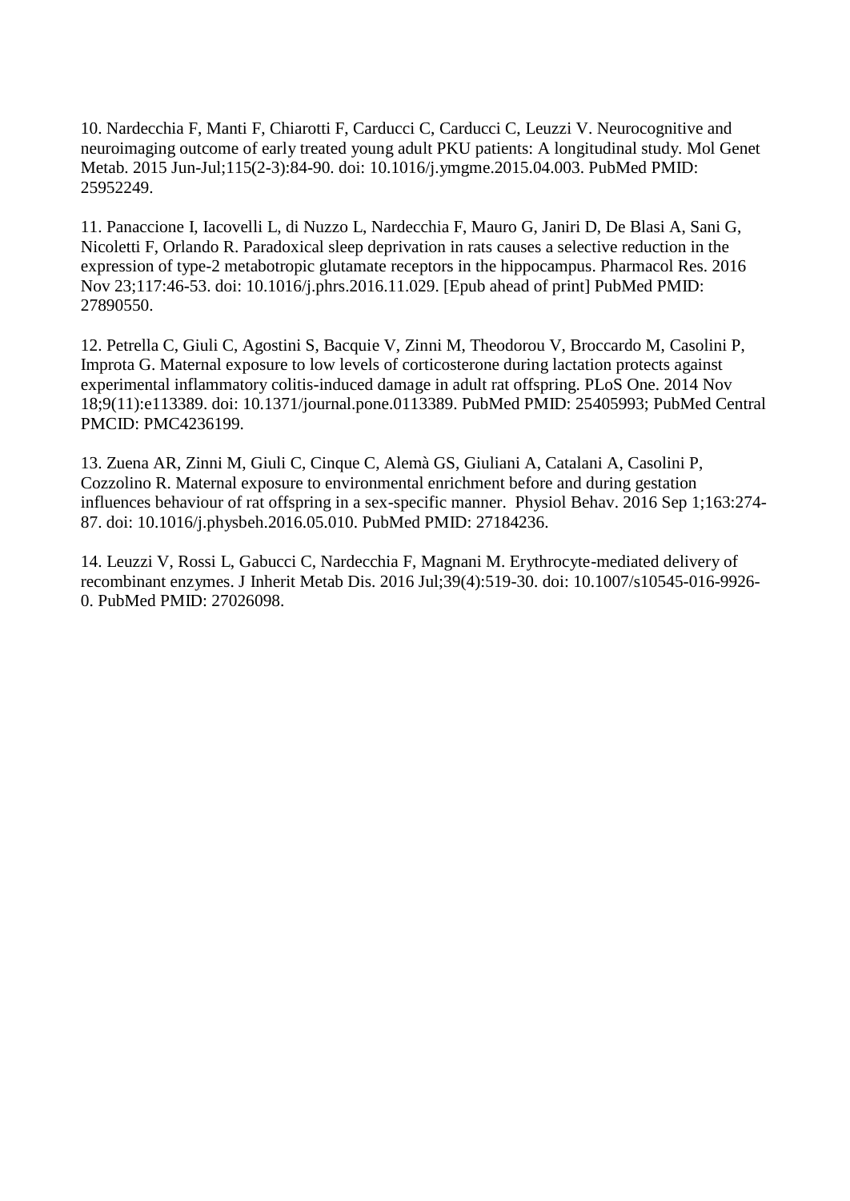10. Nardecchia F, Manti F, Chiarotti F, Carducci C, Carducci C, Leuzzi V. Neurocognitive and neuroimaging outcome of early treated young adult PKU patients: A longitudinal study. Mol Genet Metab. 2015 Jun-Jul;115(2-3):84-90. doi: 10.1016/j.ymgme.2015.04.003. PubMed PMID: 25952249.

11. Panaccione I, Iacovelli L, di Nuzzo L, Nardecchia F, Mauro G, Janiri D, De Blasi A, Sani G, Nicoletti F, Orlando R. Paradoxical sleep deprivation in rats causes a selective reduction in the expression of type-2 metabotropic glutamate receptors in the hippocampus. Pharmacol Res. 2016 Nov 23;117:46-53. doi: 10.1016/j.phrs.2016.11.029. [Epub ahead of print] PubMed PMID: 27890550.

12. Petrella C, Giuli C, Agostini S, Bacquie V, Zinni M, Theodorou V, Broccardo M, Casolini P, Improta G. Maternal exposure to low levels of corticosterone during lactation protects against experimental inflammatory colitis-induced damage in adult rat offspring. PLoS One. 2014 Nov 18;9(11):e113389. doi: 10.1371/journal.pone.0113389. PubMed PMID: 25405993; PubMed Central PMCID: PMC4236199.

13. Zuena AR, Zinni M, Giuli C, Cinque C, Alemà GS, Giuliani A, Catalani A, Casolini P, Cozzolino R. Maternal exposure to environmental enrichment before and during gestation influences behaviour of rat offspring in a sex-specific manner. Physiol Behav. 2016 Sep 1;163:274-87. doi: 10.1016/j.physbeh.2016.05.010. PubMed PMID: 27184236.

14. Leuzzi V, Rossi L, Gabucci C, Nardecchia F, Magnani M. Erythrocyte-mediated delivery of recombinant enzymes. J Inherit Metab Dis. 2016 Jul;39(4):519-30. doi: 10.1007/s10545-016-9926-0. PubMed PMID: 27026098.